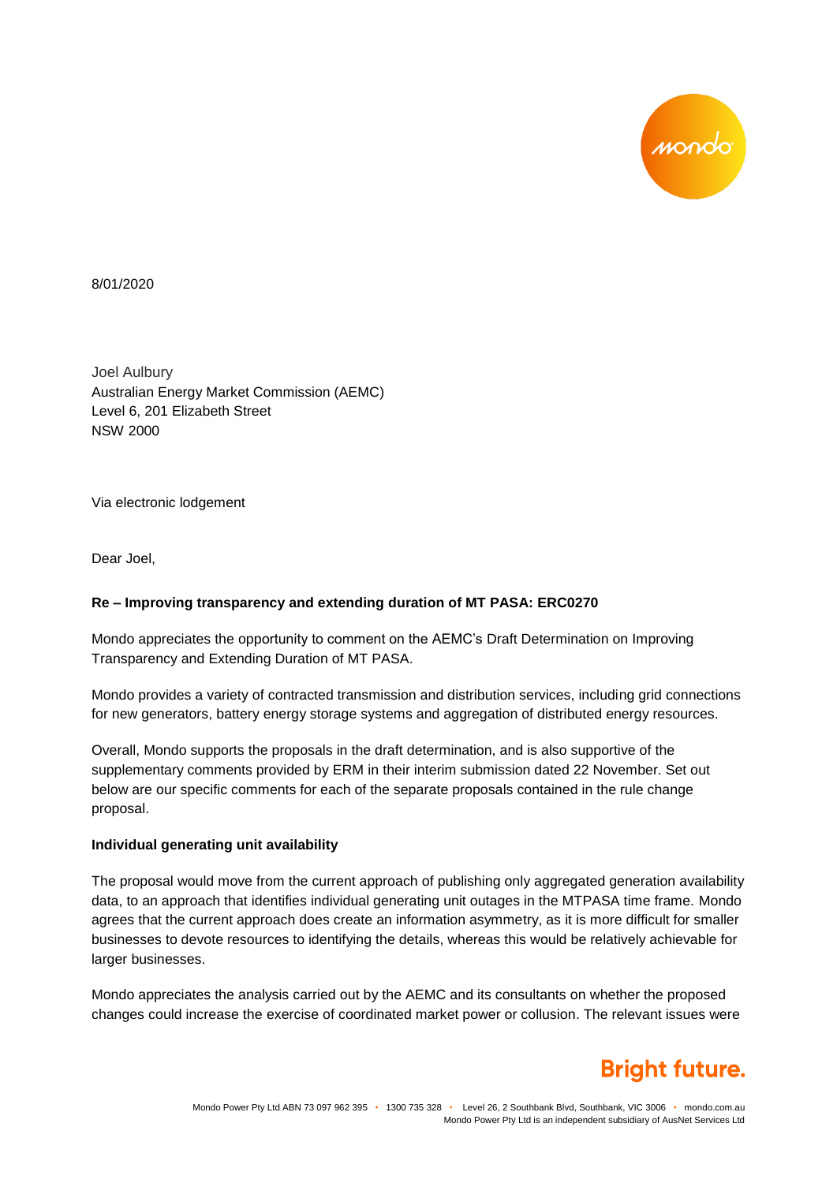8/01/2020

Joel Aulbury
Australian Energy Market Commission (AEMC)
Level 6, 201 Elizabeth Street
NSW 2000

Via electronic lodgement

Dear Joel,

**Re – Improving transparency and extending duration of MT PASA: ERC0270**

Mondo appreciates the opportunity to comment on the AEMC's Draft Determination on Improving Transparency and Extending Duration of MT PASA.

Mondo provides a variety of contracted transmission and distribution services, including grid connections for new generators, battery energy storage systems and aggregation of distributed energy resources.

Overall, Mondo supports the proposals in the draft determination, and is also supportive of the supplementary comments provided by ERM in their interim submission dated 22 November. Set out below are our specific comments for each of the separate proposals contained in the rule change proposal.

**Individual generating unit availability**

The proposal would move from the current approach of publishing only aggregated generation availability data, to an approach that identifies individual generating unit outages in the MTPASA time frame. Mondo agrees that the current approach does create an information asymmetry, as it is more difficult for smaller businesses to devote resources to identifying the details, whereas this would be relatively achievable for larger businesses.

Mondo appreciates the analysis carried out by the AEMC and its consultants on whether the proposed changes could increase the exercise of coordinated market power or collusion. The relevant issues were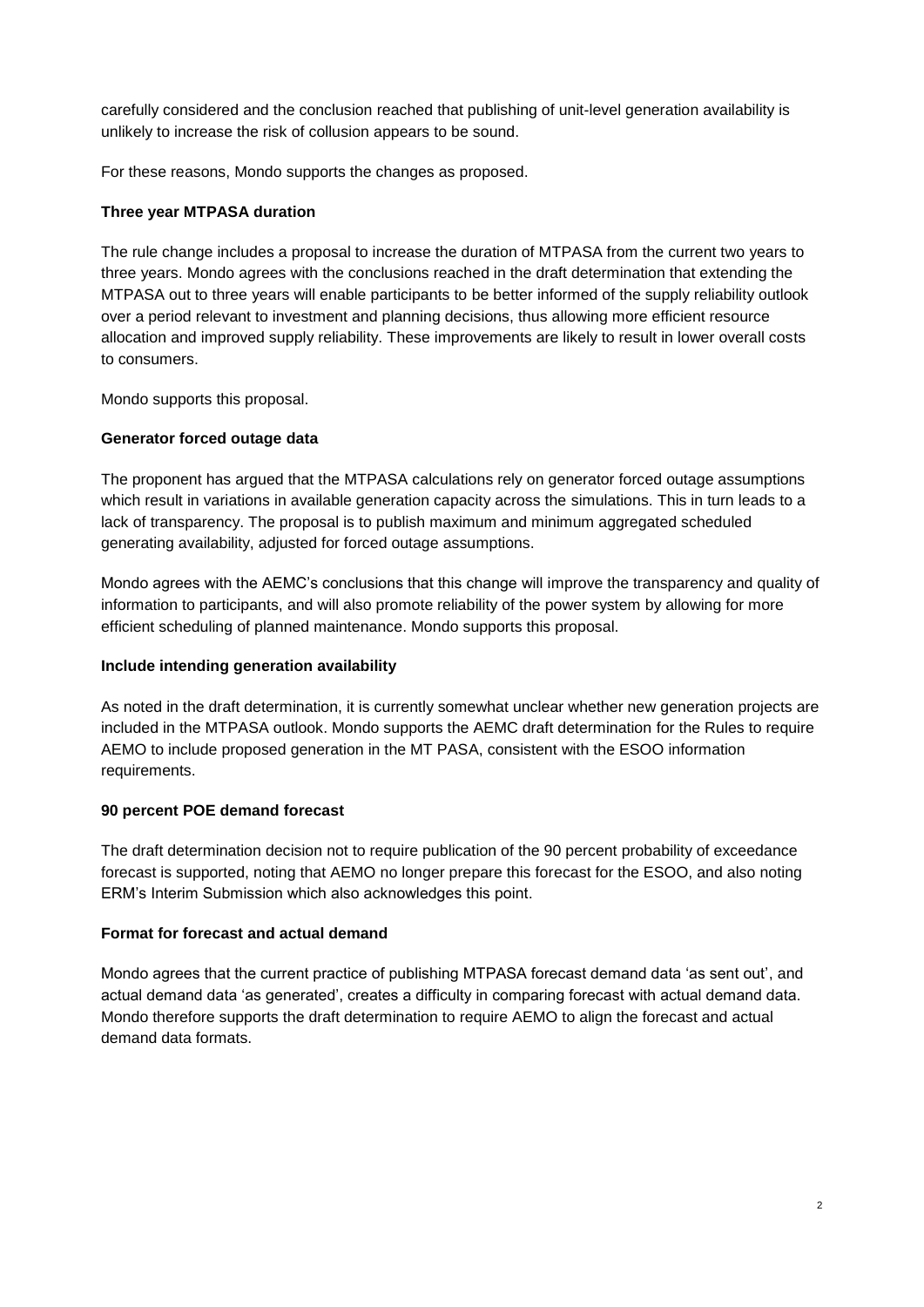carefully considered and the conclusion reached that publishing of unit-level generation availability is unlikely to increase the risk of collusion appears to be sound.

For these reasons, Mondo supports the changes as proposed.

**Three year MTPASA duration**

The rule change includes a proposal to increase the duration of MTPASA from the current two years to three years. Mondo agrees with the conclusions reached in the draft determination that extending the MTPASA out to three years will enable participants to be better informed of the supply reliability outlook over a period relevant to investment and planning decisions, thus allowing more efficient resource allocation and improved supply reliability. These improvements are likely to result in lower overall costs to consumers.

Mondo supports this proposal.

**Generator forced outage data**

The proponent has argued that the MTPASA calculations rely on generator forced outage assumptions which result in variations in available generation capacity across the simulations. This in turn leads to a lack of transparency. The proposal is to publish maximum and minimum aggregated scheduled generating availability, adjusted for forced outage assumptions.

Mondo agrees with the AEMC's conclusions that this change will improve the transparency and quality of information to participants, and will also promote reliability of the power system by allowing for more efficient scheduling of planned maintenance. Mondo supports this proposal.

**Include intending generation availability**

As noted in the draft determination, it is currently somewhat unclear whether new generation projects are included in the MTPASA outlook. Mondo supports the AEMC draft determination for the Rules to require AEMO to include proposed generation in the MT PASA, consistent with the ESOO information requirements.

**90 percent POE demand forecast**

The draft determination decision not to require publication of the 90 percent probability of exceedance forecast is supported, noting that AEMO no longer prepare this forecast for the ESOO, and also noting ERM's Interim Submission which also acknowledges this point.

**Format for forecast and actual demand**

Mondo agrees that the current practice of publishing MTPASA forecast demand data 'as sent out', and actual demand data 'as generated', creates a difficulty in comparing forecast with actual demand data. Mondo therefore supports the draft determination to require AEMO to align the forecast and actual demand data formats.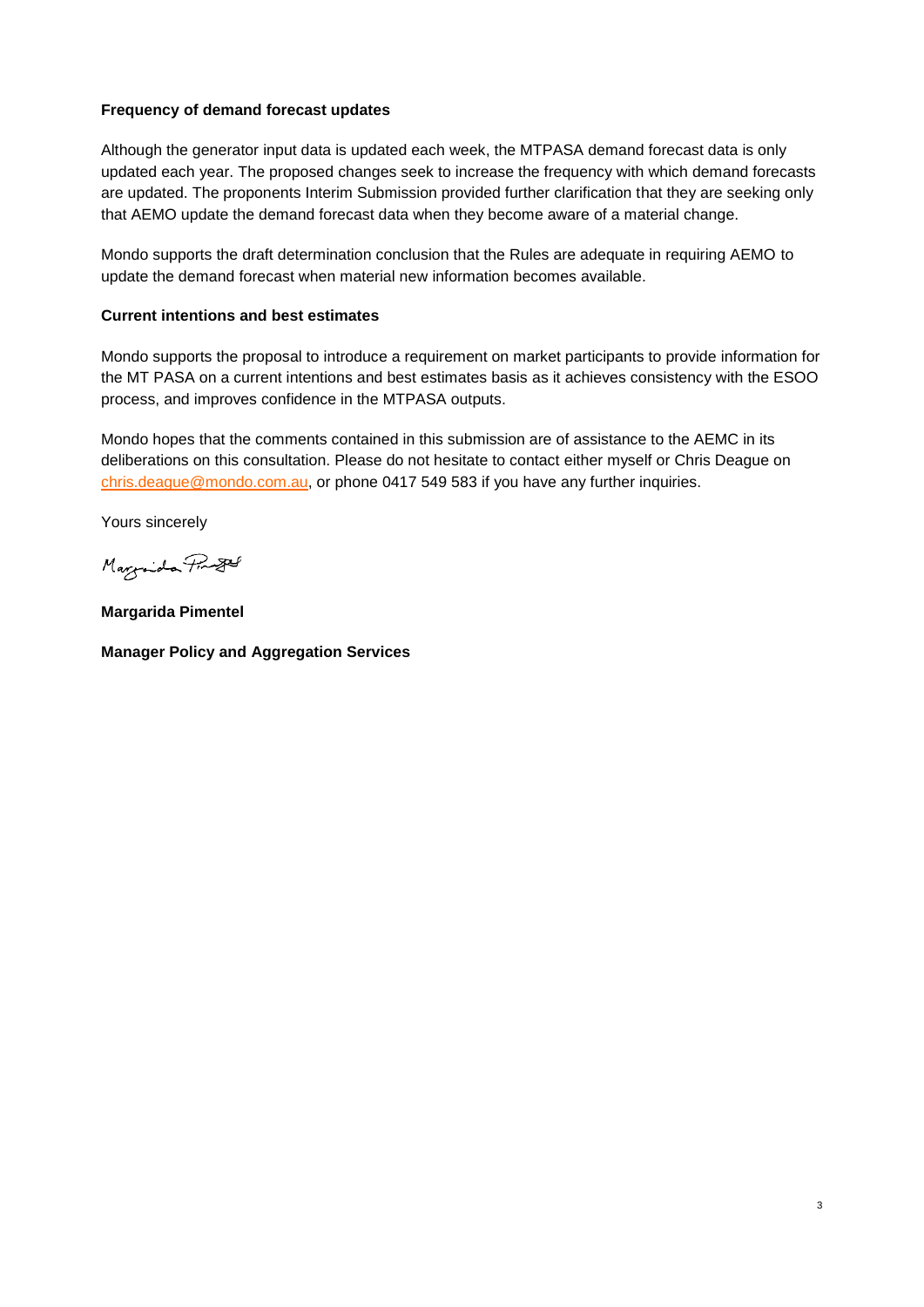**Frequency of demand forecast updates**

Although the generator input data is updated each week, the MTPASA demand forecast data is only updated each year. The proposed changes seek to increase the frequency with which demand forecasts are updated. The proponents Interim Submission provided further clarification that they are seeking only that AEMO update the demand forecast data when they become aware of a material change.

Mondo supports the draft determination conclusion that the Rules are adequate in requiring AEMO to update the demand forecast when material new information becomes available.

**Current intentions and best estimates**

Mondo supports the proposal to introduce a requirement on market participants to provide information for the MT PASA on a current intentions and best estimates basis as it achieves consistency with the ESOO process, and improves confidence in the MTPASA outputs.

Mondo hopes that the comments contained in this submission are of assistance to the AEMC in its deliberations on this consultation. Please do not hesitate to contact either myself or Chris Deague on chris.deague@mondo.com.au, or phone 0417 549 583 if you have any further inquiries.

Yours sincerely

**Margarida Pimentel**

**Manager Policy and Aggregation Services**